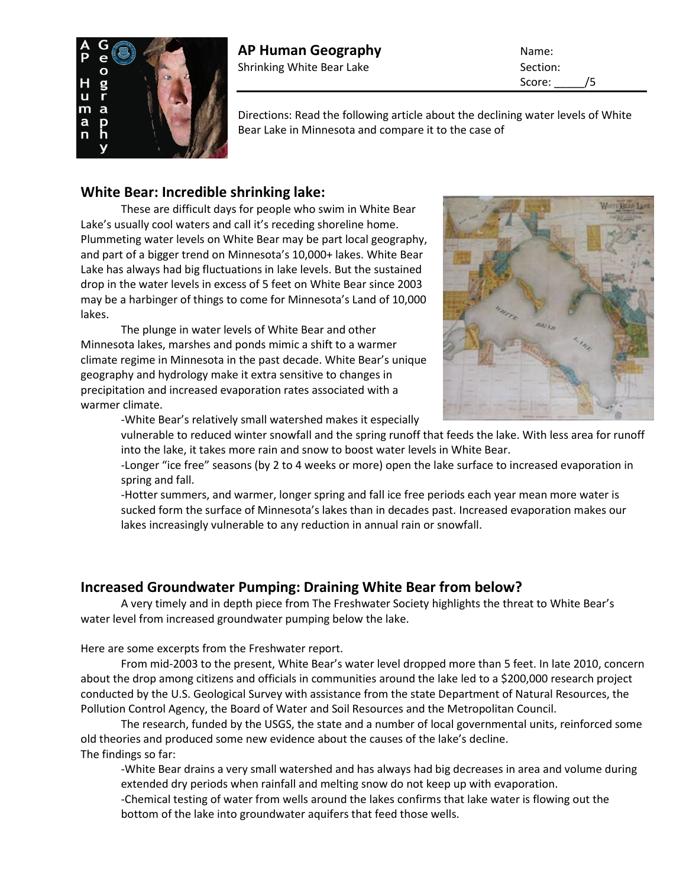**AP Human Geography**
Shrinking White Bear Lake

Name:
Section:
Score: _____/5

Directions: Read the following article about the declining water levels of White Bear Lake in Minnesota and compare it to the case of

## White Bear: Incredible shrinking lake:

These are difficult days for people who swim in White Bear Lake's usually cool waters and call it's receding shoreline home. Plummeting water levels on White Bear may be part local geography, and part of a bigger trend on Minnesota's 10,000+ lakes. White Bear Lake has always had big fluctuations in lake levels. But the sustained drop in the water levels in excess of 5 feet on White Bear since 2003 may be a harbinger of things to come for Minnesota's Land of 10,000 lakes.

The plunge in water levels of White Bear and other Minnesota lakes, marshes and ponds mimic a shift to a warmer climate regime in Minnesota in the past decade. White Bear's unique geography and hydrology make it extra sensitive to changes in precipitation and increased evaporation rates associated with a warmer climate.

-White Bear's relatively small watershed makes it especially vulnerable to reduced winter snowfall and the spring runoff that feeds the lake. With less area for runoff into the lake, it takes more rain and snow to boost water levels in White Bear.

-Longer "ice free" seasons (by 2 to 4 weeks or more) open the lake surface to increased evaporation in spring and fall.

-Hotter summers, and warmer, longer spring and fall ice free periods each year mean more water is sucked form the surface of Minnesota's lakes than in decades past. Increased evaporation makes our lakes increasingly vulnerable to any reduction in annual rain or snowfall.

## Increased Groundwater Pumping: Draining White Bear from below?

A very timely and in depth piece from The Freshwater Society highlights the threat to White Bear's water level from increased groundwater pumping below the lake.

Here are some excerpts from the Freshwater report.

From mid-2003 to the present, White Bear's water level dropped more than 5 feet. In late 2010, concern about the drop among citizens and officials in communities around the lake led to a $200,000 research project conducted by the U.S. Geological Survey with assistance from the state Department of Natural Resources, the Pollution Control Agency, the Board of Water and Soil Resources and the Metropolitan Council.

The research, funded by the USGS, the state and a number of local governmental units, reinforced some old theories and produced some new evidence about the causes of the lake's decline.

The findings so far:

-White Bear drains a very small watershed and has always had big decreases in area and volume during extended dry periods when rainfall and melting snow do not keep up with evaporation.

-Chemical testing of water from wells around the lakes confirms that lake water is flowing out the bottom of the lake into groundwater aquifers that feed those wells.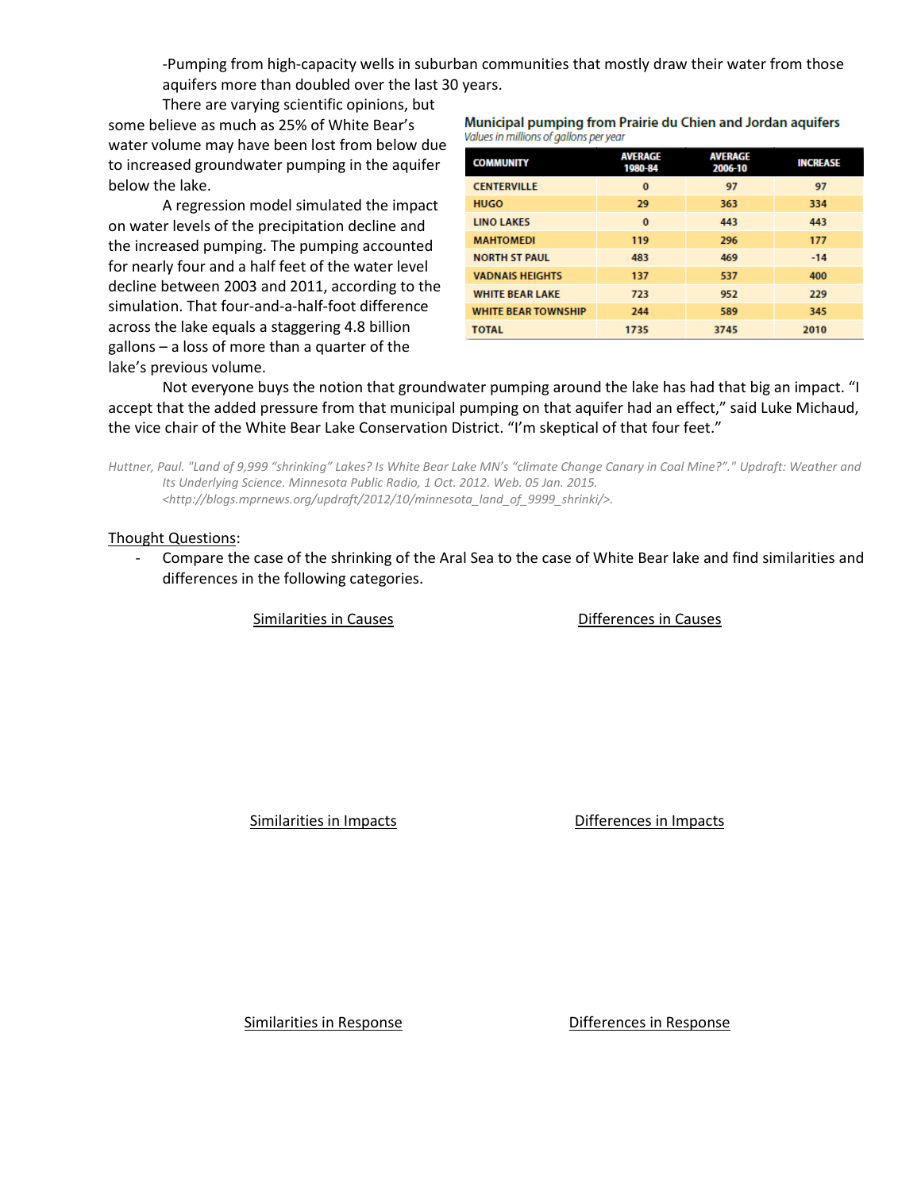-Pumping from high-capacity wells in suburban communities that mostly draw their water from those aquifers more than doubled over the last 30 years.

There are varying scientific opinions, but some believe as much as 25% of White Bear's water volume may have been lost from below due to increased groundwater pumping in the aquifer below the lake.

A regression model simulated the impact on water levels of the precipitation decline and the increased pumping. The pumping accounted for nearly four and a half feet of the water level decline between 2003 and 2011, according to the simulation. That four-and-a-half-foot difference across the lake equals a staggering 4.8 billion gallons – a loss of more than a quarter of the lake's previous volume.

**Municipal pumping from Prairie du Chien and Jordan aquifers**
*Values in millions of gallons per year*

| COMMUNITY | AVERAGE 1980-84 | AVERAGE 2006-10 | INCREASE |
|---|---|---|---|
| CENTERVILLE | 0 | 97 | 97 |
| HUGO | 29 | 363 | 334 |
| LINO LAKES | 0 | 443 | 443 |
| MAHTOMEDI | 119 | 296 | 177 |
| NORTH ST PAUL | 483 | 469 | -14 |
| VADNAIS HEIGHTS | 137 | 537 | 400 |
| WHITE BEAR LAKE | 723 | 952 | 229 |
| WHITE BEAR TOWNSHIP | 244 | 589 | 345 |
| TOTAL | 1735 | 3745 | 2010 |

Not everyone buys the notion that groundwater pumping around the lake has had that big an impact. "I accept that the added pressure from that municipal pumping on that aquifer had an effect," said Luke Michaud, the vice chair of the White Bear Lake Conservation District. "I'm skeptical of that four feet."

*Huttner, Paul. "Land of 9,999 "shrinking" Lakes? Is White Bear Lake MN's "climate Change Canary in Coal Mine?"." Updraft: Weather and Its Underlying Science. Minnesota Public Radio, 1 Oct. 2012. Web. 05 Jan. 2015. <http://blogs.mprnews.org/updraft/2012/10/minnesota_land_of_9999_shrinki/>.*

Thought Questions:

- Compare the case of the shrinking of the Aral Sea to the case of White Bear lake and find similarities and differences in the following categories.

Similarities in Causes

Differences in Causes

Similarities in Impacts

Differences in Impacts

Similarities in Response

Differences in Response